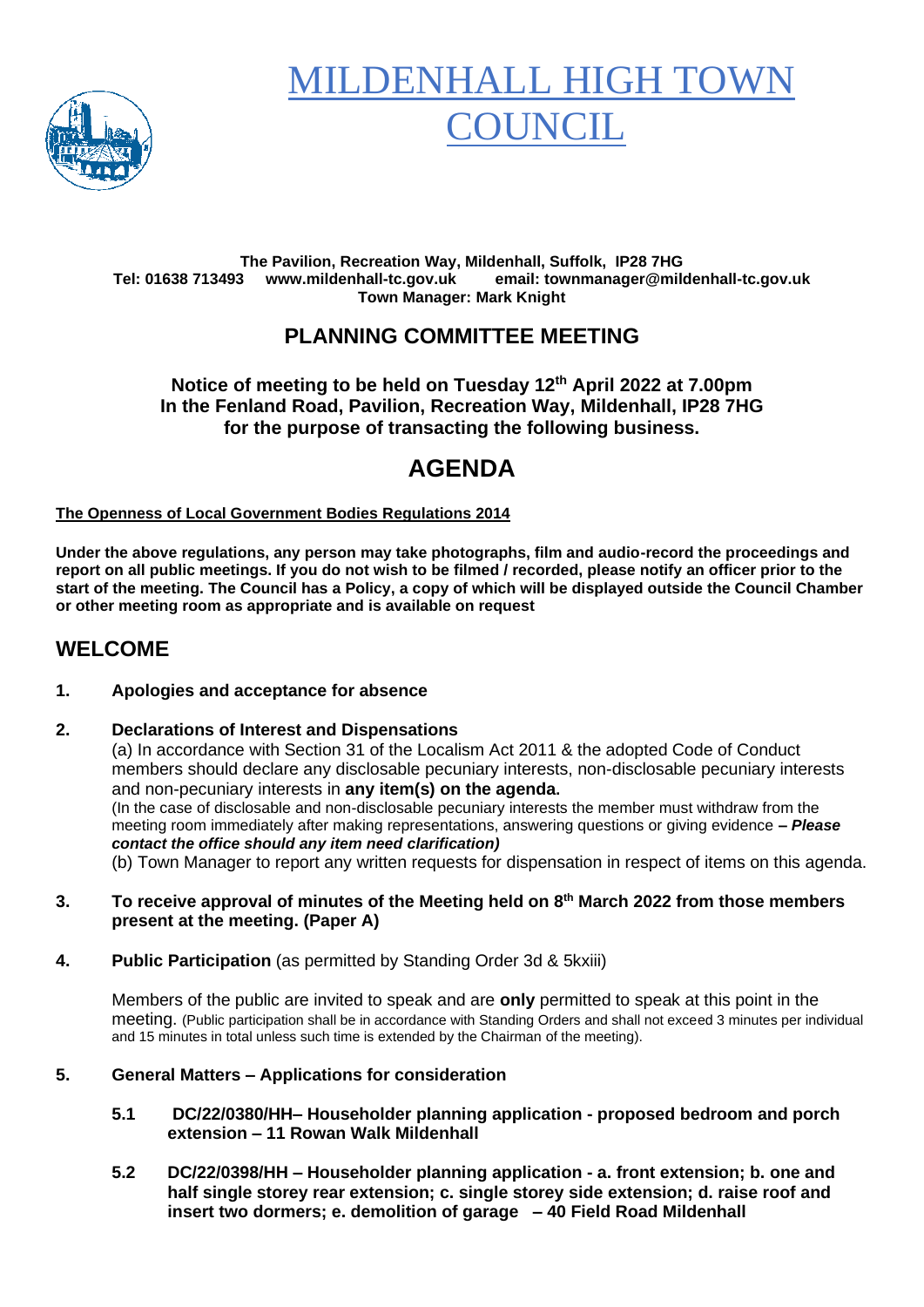# MILDENHALL HIGH TOWN COUNCIL

**The Pavilion, Recreation Way, Mildenhall, Suffolk, IP28 7HG**
**Tel: 01638 713493 www.mildenhall-tc.gov.uk email: townmanager@mildenhall-tc.gov.uk**
**Town Manager: Mark Knight**

## PLANNING COMMITTEE MEETING

**Notice of meeting to be held on Tuesday 12th April 2022 at 7.00pm**
**In the Fenland Road, Pavilion, Recreation Way, Mildenhall, IP28 7HG**
**for the purpose of transacting the following business.**

# AGENDA

**The Openness of Local Government Bodies Regulations 2014**

**Under the above regulations, any person may take photographs, film and audio-record the proceedings and report on all public meetings. If you do not wish to be filmed / recorded, please notify an officer prior to the start of the meeting. The Council has a Policy, a copy of which will be displayed outside the Council Chamber or other meeting room as appropriate and is available on request**

## WELCOME

**1. Apologies and acceptance for absence**

**2. Declarations of Interest and Dispensations**

(a) In accordance with Section 31 of the Localism Act 2011 & the adopted Code of Conduct members should declare any disclosable pecuniary interests, non-disclosable pecuniary interests and non-pecuniary interests in **any item(s) on the agenda.**

(In the case of disclosable and non-disclosable pecuniary interests the member must withdraw from the meeting room immediately after making representations, answering questions or giving evidence ***– Please contact the office should any item need clarification)***

(b) Town Manager to report any written requests for dispensation in respect of items on this agenda.

**3. To receive approval of minutes of the Meeting held on 8th March 2022 from those members present at the meeting. (Paper A)**

**4. Public Participation** (as permitted by Standing Order 3d & 5kxiii)

Members of the public are invited to speak and are **only** permitted to speak at this point in the meeting. (Public participation shall be in accordance with Standing Orders and shall not exceed 3 minutes per individual and 15 minutes in total unless such time is extended by the Chairman of the meeting).

**5. General Matters – Applications for consideration**

**5.1 DC/22/0380/HH– Householder planning application - proposed bedroom and porch extension – 11 Rowan Walk Mildenhall**

**5.2 DC/22/0398/HH – Householder planning application - a. front extension; b. one and half single storey rear extension; c. single storey side extension; d. raise roof and insert two dormers; e. demolition of garage – 40 Field Road Mildenhall**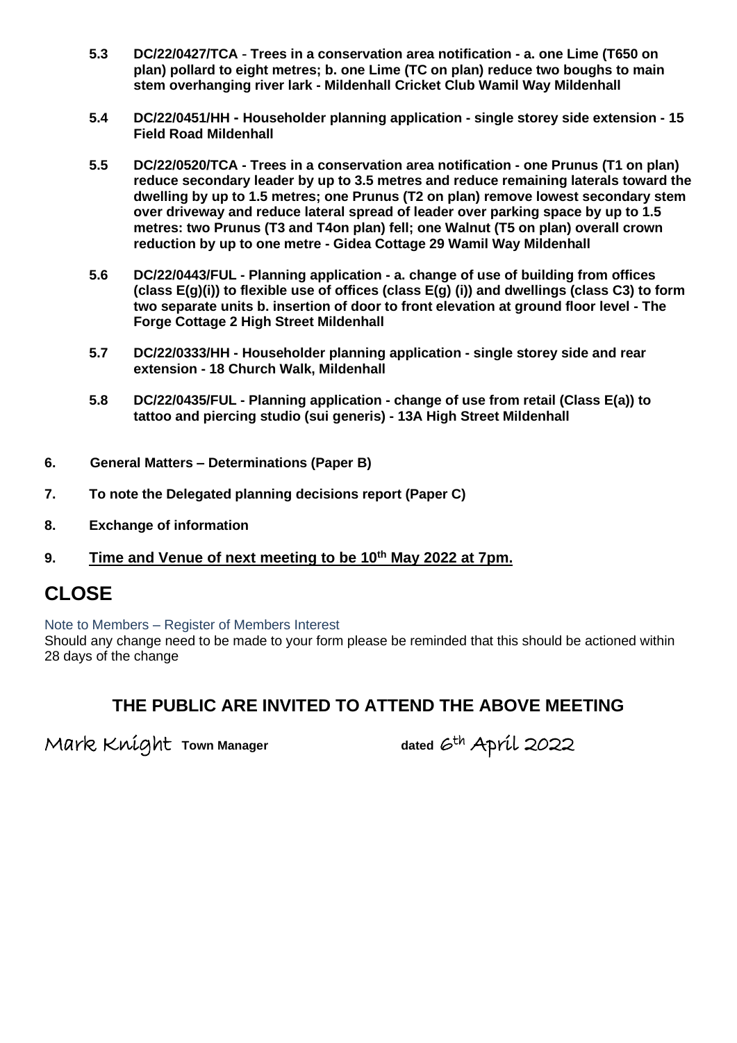**5.3 DC/22/0427/TCA - Trees in a conservation area notification - a. one Lime (T650 on plan) pollard to eight metres; b. one Lime (TC on plan) reduce two boughs to main stem overhanging river lark - Mildenhall Cricket Club Wamil Way Mildenhall**

**5.4 DC/22/0451/HH - Householder planning application - single storey side extension - 15 Field Road Mildenhall**

**5.5 DC/22/0520/TCA - Trees in a conservation area notification - one Prunus (T1 on plan) reduce secondary leader by up to 3.5 metres and reduce remaining laterals toward the dwelling by up to 1.5 metres; one Prunus (T2 on plan) remove lowest secondary stem over driveway and reduce lateral spread of leader over parking space by up to 1.5 metres: two Prunus (T3 and T4on plan) fell; one Walnut (T5 on plan) overall crown reduction by up to one metre - Gidea Cottage 29 Wamil Way Mildenhall**

**5.6 DC/22/0443/FUL - Planning application - a. change of use of building from offices (class E(g)(i)) to flexible use of offices (class E(g) (i)) and dwellings (class C3) to form two separate units b. insertion of door to front elevation at ground floor level - The Forge Cottage 2 High Street Mildenhall**

**5.7 DC/22/0333/HH - Householder planning application - single storey side and rear extension - 18 Church Walk, Mildenhall**

**5.8 DC/22/0435/FUL - Planning application - change of use from retail (Class E(a)) to tattoo and piercing studio (sui generis) - 13A High Street Mildenhall**

**6. General Matters – Determinations (Paper B)**

**7. To note the Delegated planning decisions report (Paper C)**

**8. Exchange of information**

**9. <u>Time and Venue of next meeting to be 10th May 2022 at 7pm.</u>**

# CLOSE

Note to Members – Register of Members Interest
Should any change need to be made to your form please be reminded that this should be actioned within 28 days of the change

## THE PUBLIC ARE INVITED TO ATTEND THE ABOVE MEETING

Mark Knight **Town Manager** **dated** 6th April 2022